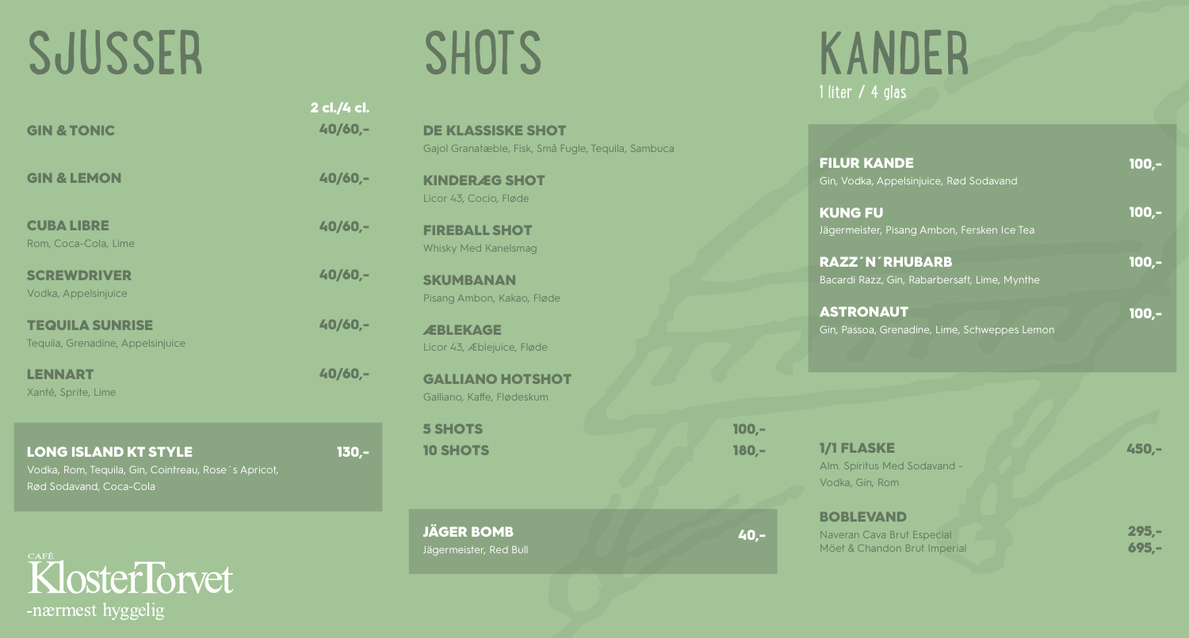# SJUSSER

| | 2 cl./4 cl. |
|---|---|
| **GIN & TONIC** | 40/60,- |
| **GIN & LEMON** | 40/60,- |
| **CUBA LIBRE**<br>Rom, Coca-Cola, Lime | 40/60,- |
| **SCREWDRIVER**<br>Vodka, Appelsinjuice | 40/60,- |
| **TEQUILA SUNRISE**<br>Tequila, Grenadine, Appelsinjuice | 40/60,- |
| **LENNART**<br>Xanté, Sprite, Lime | 40/60,- |

**LONG ISLAND KT STYLE** 130,-
Vodka, Rom, Tequila, Gin, Cointreau, Rose´s Apricot, Rød Sodavand, Coca-Cola

CAFÉ KlosterTorvet
-nærmest hyggelig

# SHOTS

**DE KLASSISKE SHOT**
Gajol Granatæble, Fisk, Små Fugle, Tequila, Sambuca

**KINDERÆG SHOT**
Licor 43, Cocio, Fløde

**FIREBALL SHOT**
Whisky Med Kanelsmag

**SKUMBANAN**
Pisang Ambon, Kakao, Fløde

**ÆBLEKAGE**
Licor 43, Æblejuice, Fløde

**GALLIANO HOTSHOT**
Galliano, Kaffe, Fløde­skum

| | |
|---|---|
| **5 SHOTS** | 100,- |
| **10 SHOTS** | 180,- |

**JÄGER BOMB** 40,-
Jägermeister, Red Bull

# KANDER

1 liter / 4 glas

| | |
|---|---|
| **FILUR KANDE**<br>Gin, Vodka, Appelsinjuice, Rød Sodavand | 100,- |
| **KUNG FU**<br>Jägermeister, Pisang Ambon, Fersken Ice Tea | 100,- |
| **RAZZ´N´RHUBARB**<br>Bacardi Razz, Gin, Rabarbersaft, Lime, Mynthe | 100,- |
| **ASTRONAUT**<br>Gin, Passoa, Grenadine, Lime, Schweppes Lemon | 100,- |

| | |
|---|---|
| **1/1 FLASKE**<br>Alm. Spiritus Med Sodavand - Vodka, Gin, Rom | 450,- |
| **BOBLEVAND** | |
| Naveran Cava Brut Especial | 295,- |
| Möet & Chandon Brut Imperial | 695,- |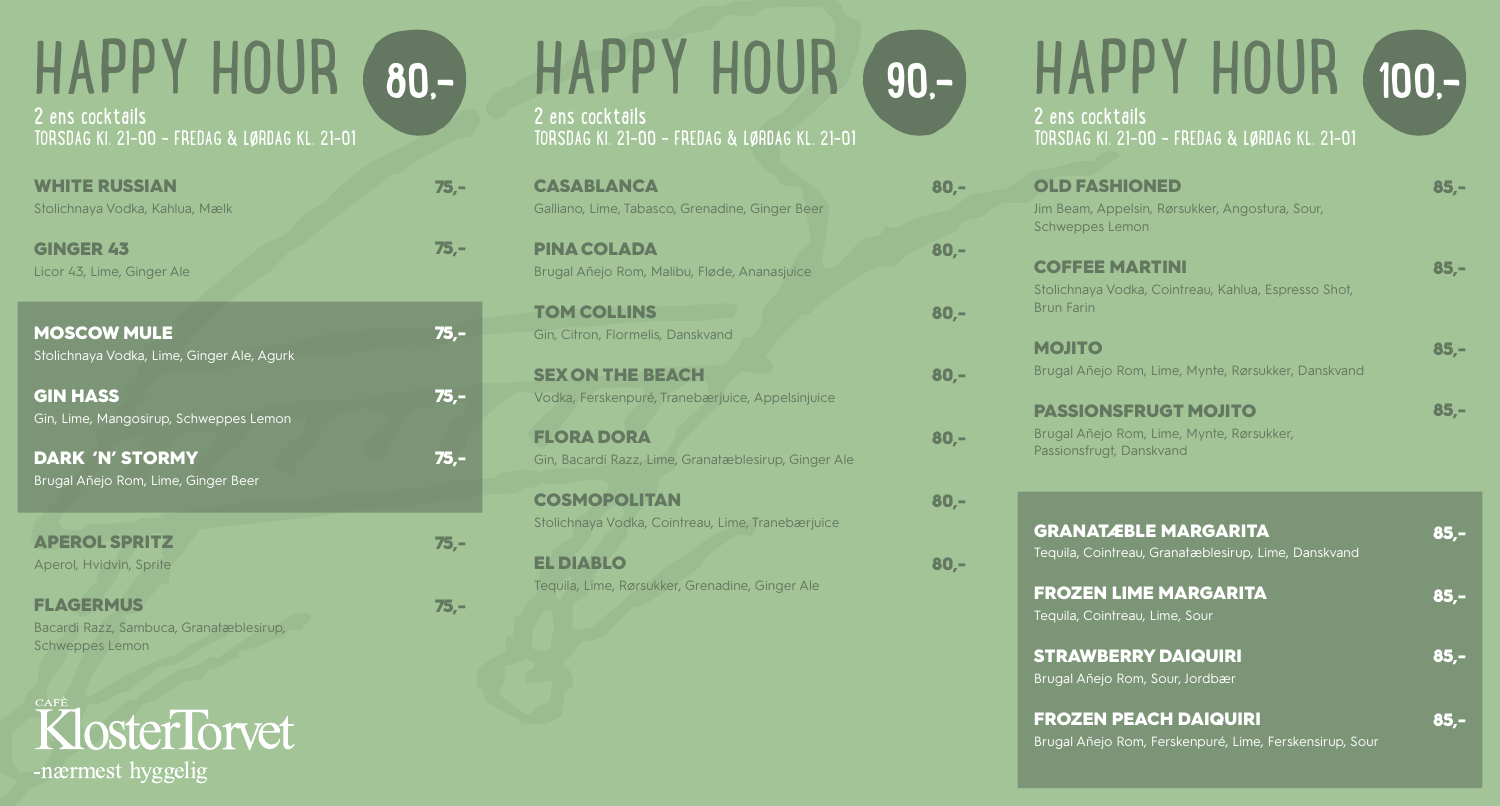# HAPPY HOUR 80,-

2 ens cocktails
TORSDAG KL. 21-00 - FREDAG & LØRDAG KL. 21-01

**WHITE RUSSIAN** 75,-
Stolichnaya Vodka, Kahlua, Mælk

**GINGER 43** 75,-
Licor 43, Lime, Ginger Ale

**MOSCOW MULE** 75,-
Stolichnaya Vodka, Lime, Ginger Ale, Agurk

**GIN HASS** 75,-
Gin, Lime, Mangosirup, Schweppes Lemon

**DARK 'N' STORMY** 75,-
Brugal Añejo Rom, Lime, Ginger Beer

**APEROL SPRITZ** 75,-
Aperol, Hvidvin, Sprite

**FLAGERMUS** 75,-
Bacardi Razz, Sambuca, Granatæblesirup, Schweppes Lemon

CAFÉ KlosterTorvet
-nærmest hyggelig

# HAPPY HOUR 90,-

2 ens cocktails
TORSDAG KL. 21-00 - FREDAG & LØRDAG KL. 21-01

**CASABLANCA** 80,-
Galliano, Lime, Tabasco, Grenadine, Ginger Beer

**PINA COLADA** 80,-
Brugal Añejo Rom, Malibu, Fløde, Ananasjuice

**TOM COLLINS** 80,-
Gin, Citron, Flormelis, Danskvand

**SEX ON THE BEACH** 80,-
Vodka, Ferskenpuré, Tranebærjuice, Appelsinjuice

**FLORA DORA** 80,-
Gin, Bacardi Razz, Lime, Granatæblesirup, Ginger Ale

**COSMOPOLITAN** 80,-
Stolichnaya Vodka, Cointreau, Lime, Tranebærjuice

**EL DIABLO** 80,-
Tequila, Lime, Rørsukker, Grenadine, Ginger Ale

# HAPPY HOUR 100,-

2 ens cocktails
TORSDAG KL. 21-00 - FREDAG & LØRDAG KL. 21-01

**OLD FASHIONED** 85,-
Jim Beam, Appelsin, Rørsukker, Angostura, Sour, Schweppes Lemon

**COFFEE MARTINI** 85,-
Stolichnaya Vodka, Cointreau, Kahlua, Espresso Shot, Brun Farin

**MOJITO** 85,-
Brugal Añejo Rom, Lime, Mynte, Rørsukker, Danskvand

**PASSIONSFRUGT MOJITO** 85,-
Brugal Añejo Rom, Lime, Mynte, Rørsukker, Passionsfrugt, Danskvand

**GRANATÆBLE MARGARITA** 85,-
Tequila, Cointreau, Granatæblesirup, Lime, Danskvand

**FROZEN LIME MARGARITA** 85,-
Tequila, Cointreau, Lime, Sour

**STRAWBERRY DAIQUIRI** 85,-
Brugal Añejo Rom, Sour, Jordbær

**FROZEN PEACH DAIQUIRI** 85,-
Brugal Añejo Rom, Ferskenpuré, Lime, Ferskensirup, Sour